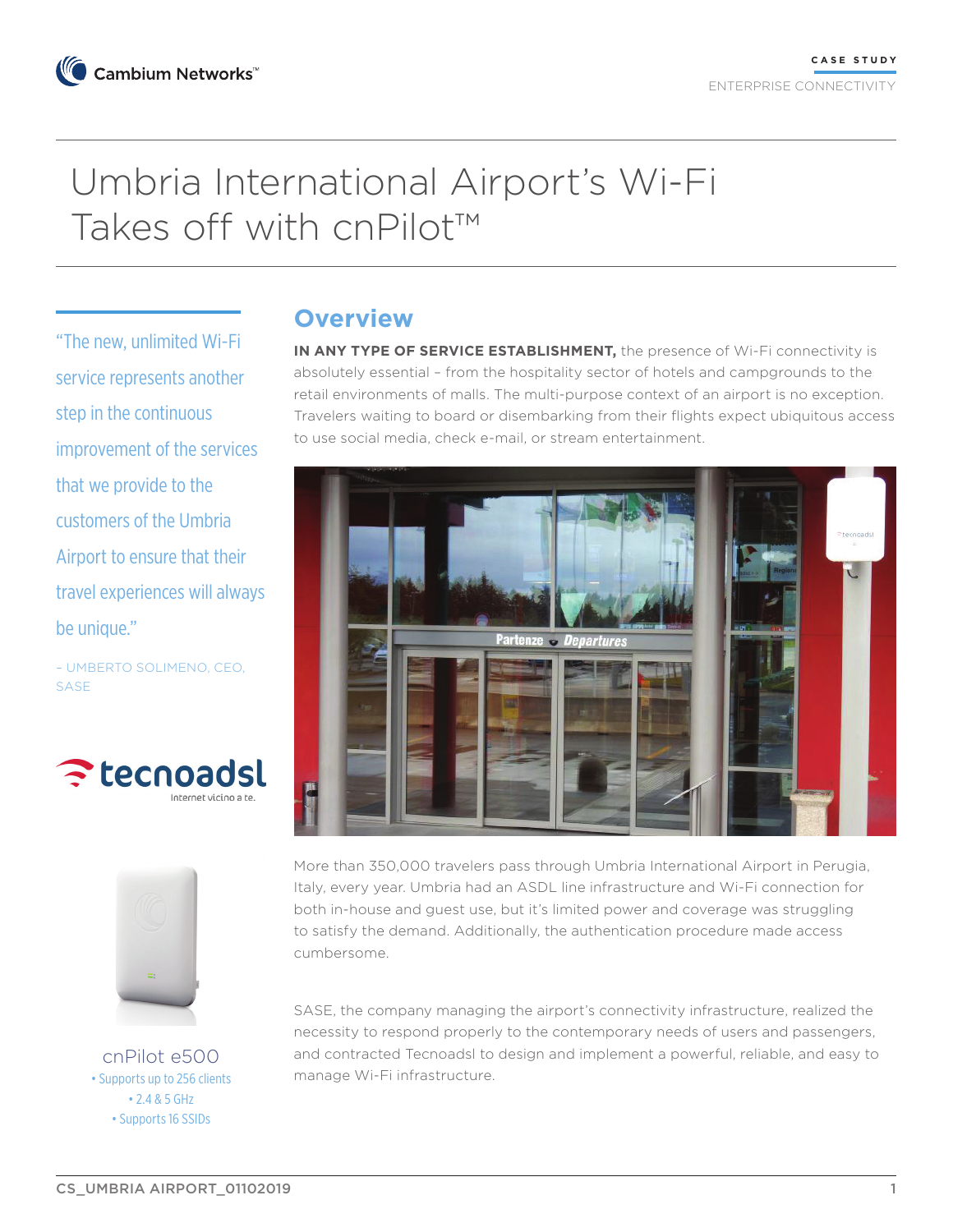CASE STUDY

ENTERPRISE CONNECTIVITY

# Umbria International Airport's Wi-Fi Takes off with cnPilot™

"The new, unlimited Wi-Fi service represents another step in the continuous improvement of the services that we provide to the customers of the Umbria Airport to ensure that their travel experiences will always be unique."

– UMBERTO SOLIMENO, CEO, SASE

cnPilot e500

- Supports up to 256 clients
- 2.4 & 5 GHz
- Supports 16 SSIDs

## Overview

**IN ANY TYPE OF SERVICE ESTABLISHMENT,** the presence of Wi-Fi connectivity is absolutely essential – from the hospitality sector of hotels and campgrounds to the retail environments of malls. The multi-purpose context of an airport is no exception. Travelers waiting to board or disembarking from their flights expect ubiquitous access to use social media, check e-mail, or stream entertainment.

More than 350,000 travelers pass through Umbria International Airport in Perugia, Italy, every year. Umbria had an ASDL line infrastructure and Wi-Fi connection for both in-house and guest use, but it's limited power and coverage was struggling to satisfy the demand. Additionally, the authentication procedure made access cumbersome.

SASE, the company managing the airport's connectivity infrastructure, realized the necessity to respond properly to the contemporary needs of users and passengers, and contracted Tecnoadsl to design and implement a powerful, reliable, and easy to manage Wi-Fi infrastructure.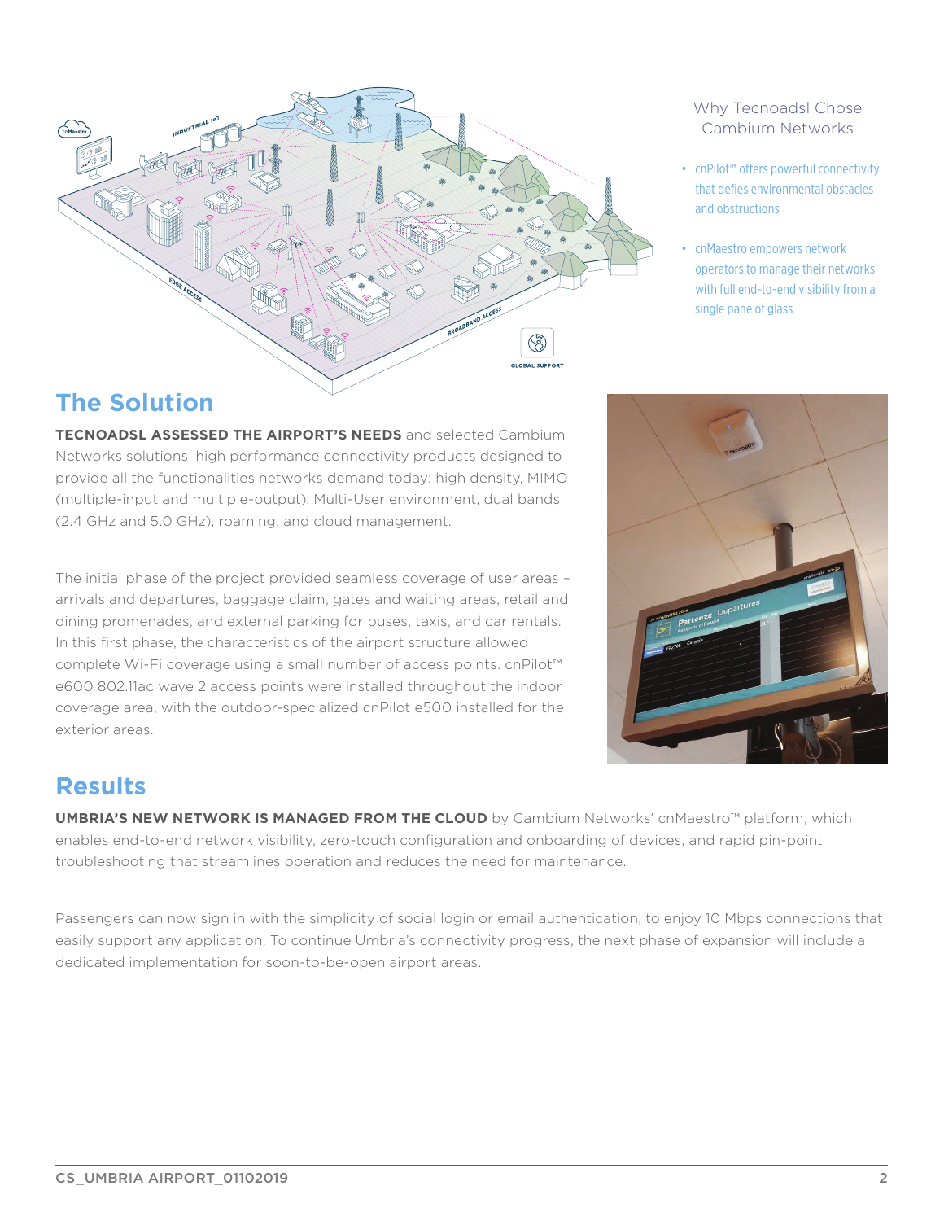### Why Tecnoadsl Chose Cambium Networks

- cnPilot™ offers powerful connectivity that defies environmental obstacles and obstructions
- cnMaestro empowers network operators to manage their networks with full end-to-end visibility from a single pane of glass

## The Solution

**TECNOADSL ASSESSED THE AIRPORT'S NEEDS** and selected Cambium Networks solutions, high performance connectivity products designed to provide all the functionalities networks demand today: high density, MIMO (multiple-input and multiple-output), Multi-User environment, dual bands (2.4 GHz and 5.0 GHz), roaming, and cloud management.

The initial phase of the project provided seamless coverage of user areas – arrivals and departures, baggage claim, gates and waiting areas, retail and dining promenades, and external parking for buses, taxis, and car rentals. In this first phase, the characteristics of the airport structure allowed complete Wi-Fi coverage using a small number of access points. cnPilot™ e600 802.11ac wave 2 access points were installed throughout the indoor coverage area, with the outdoor-specialized cnPilot e500 installed for the exterior areas.

## Results

**UMBRIA'S NEW NETWORK IS MANAGED FROM THE CLOUD** by Cambium Networks' cnMaestro™ platform, which enables end-to-end network visibility, zero-touch configuration and onboarding of devices, and rapid pin-point troubleshooting that streamlines operation and reduces the need for maintenance.

Passengers can now sign in with the simplicity of social login or email authentication, to enjoy 10 Mbps connections that easily support any application. To continue Umbria's connectivity progress, the next phase of expansion will include a dedicated implementation for soon-to-be-open airport areas.